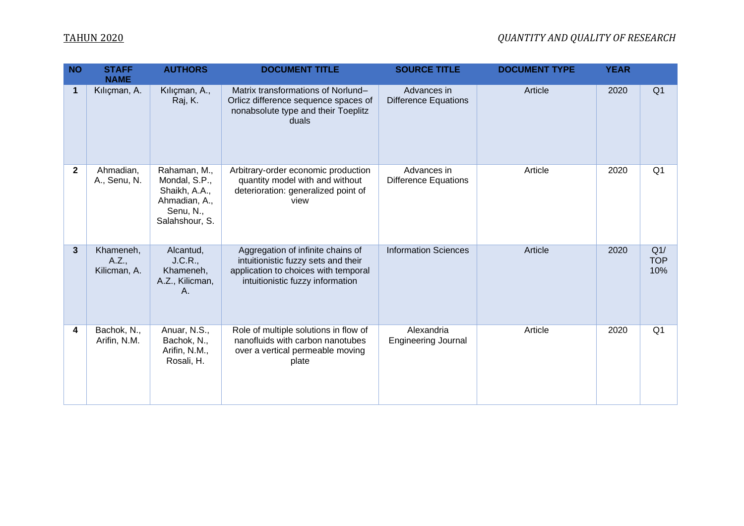| NO | STAFF NAME | AUTHORS | DOCUMENT TITLE | SOURCE TITLE | DOCUMENT TYPE | YEAR | |
|---|---|---|---|---|---|---|---|
| 1 | Kılıçman, A. | Kılıçman, A., Raj, K. | Matrix transformations of Norlund–Orlicz difference sequence spaces of nonabsolute type and their Toeplitz duals | Advances in Difference Equations | Article | 2020 | Q1 |
| 2 | Ahmadian, A., Senu, N. | Rahaman, M., Mondal, S.P., Shaikh, A.A., Ahmadian, A., Senu, N., Salahshour, S. | Arbitrary-order economic production quantity model with and without deterioration: generalized point of view | Advances in Difference Equations | Article | 2020 | Q1 |
| 3 | Khameneh, A.Z., Kilicman, A. | Alcantud, J.C.R., Khameneh, A.Z., Kilicman, A. | Aggregation of infinite chains of intuitionistic fuzzy sets and their application to choices with temporal intuitionistic fuzzy information | Information Sciences | Article | 2020 | Q1/ TOP 10% |
| 4 | Bachok, N., Arifin, N.M. | Anuar, N.S., Bachok, N., Arifin, N.M., Rosali, H. | Role of multiple solutions in flow of nanofluids with carbon nanotubes over a vertical permeable moving plate | Alexandria Engineering Journal | Article | 2020 | Q1 |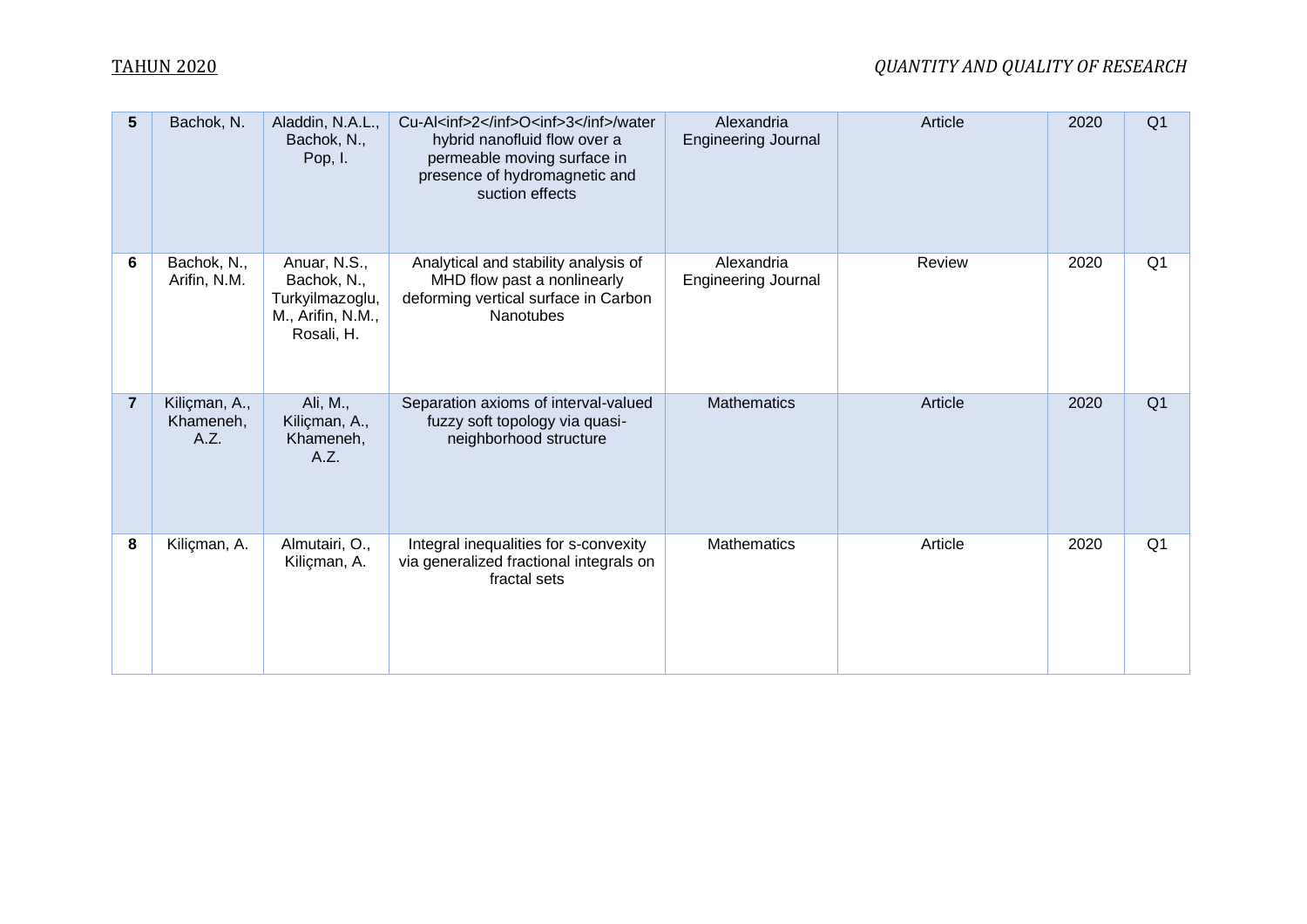| | | | | | | | |
|---|---|---|---|---|---|---|---|
| **5** | Bachok, N. | Aladdin, N.A.L., Bachok, N., Pop, I. | Cu-Al<inf>2</inf>O<inf>3</inf>/water hybrid nanofluid flow over a permeable moving surface in presence of hydromagnetic and suction effects | Alexandria Engineering Journal | Article | 2020 | Q1 |
| **6** | Bachok, N., Arifin, N.M. | Anuar, N.S., Bachok, N., Turkyilmazoglu, M., Arifin, N.M., Rosali, H. | Analytical and stability analysis of MHD flow past a nonlinearly deforming vertical surface in Carbon Nanotubes | Alexandria Engineering Journal | Review | 2020 | Q1 |
| **7** | Kiliçman, A., Khameneh, A.Z. | Ali, M., Kiliçman, A., Khameneh, A.Z. | Separation axioms of interval-valued fuzzy soft topology via quasi-neighborhood structure | Mathematics | Article | 2020 | Q1 |
| **8** | Kiliçman, A. | Almutairi, O., Kiliçman, A. | Integral inequalities for s-convexity via generalized fractional integrals on fractal sets | Mathematics | Article | 2020 | Q1 |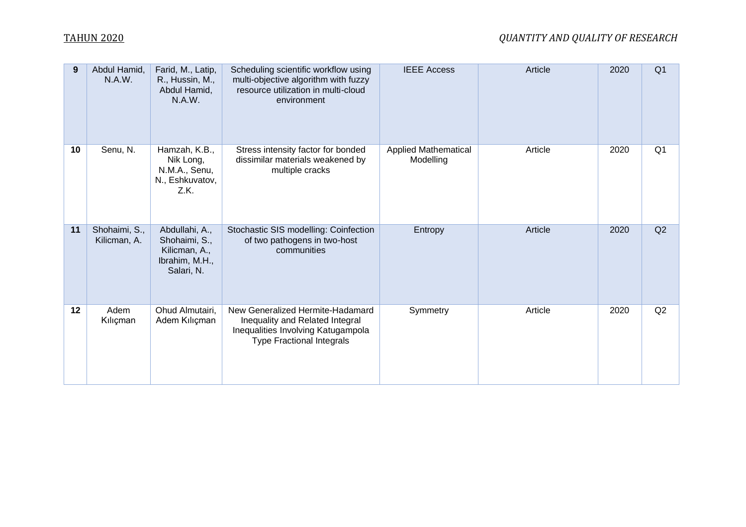| 9 | Abdul Hamid, N.A.W. | Farid, M., Latip, R., Hussin, M., Abdul Hamid, N.A.W. | Scheduling scientific workflow using multi-objective algorithm with fuzzy resource utilization in multi-cloud environment | IEEE Access | Article | 2020 | Q1 |
|---|---|---|---|---|---|---|---|
| 10 | Senu, N. | Hamzah, K.B., Nik Long, N.M.A., Senu, N., Eshkuvatov, Z.K. | Stress intensity factor for bonded dissimilar materials weakened by multiple cracks | Applied Mathematical Modelling | Article | 2020 | Q1 |
| 11 | Shohaimi, S., Kilicman, A. | Abdullahi, A., Shohaimi, S., Kilicman, A., Ibrahim, M.H., Salari, N. | Stochastic SIS modelling: Coinfection of two pathogens in two-host communities | Entropy | Article | 2020 | Q2 |
| 12 | Adem Kılıçman | Ohud Almutairi, Adem Kılıçman | New Generalized Hermite-Hadamard Inequality and Related Integral Inequalities Involving Katugampola Type Fractional Integrals | Symmetry | Article | 2020 | Q2 |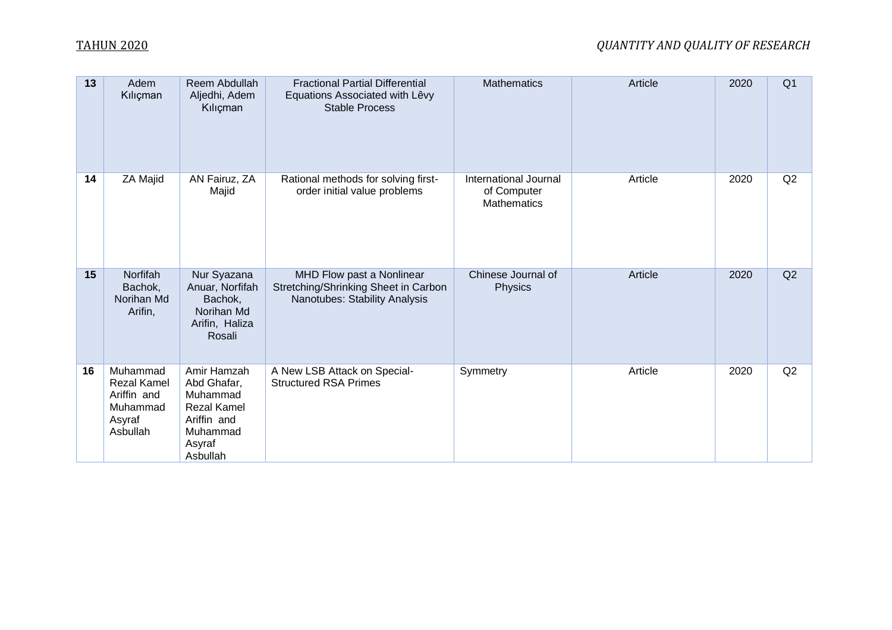| 13 | Adem Kılıçman | Reem Abdullah Aljedhi, Adem Kılıçman | Fractional Partial Differential Equations Associated with Lêvy Stable Process | Mathematics | Article | 2020 | Q1 |
|---|---|---|---|---|---|---|---|
| 14 | ZA Majid | AN Fairuz, ZA Majid | Rational methods for solving first-order initial value problems | International Journal of Computer Mathematics | Article | 2020 | Q2 |
| 15 | Norfifah Bachok, Norihan Md Arifin, | Nur Syazana Anuar, Norfifah Bachok, Norihan Md Arifin, Haliza Rosali | MHD Flow past a Nonlinear Stretching/Shrinking Sheet in Carbon Nanotubes: Stability Analysis | Chinese Journal of Physics | Article | 2020 | Q2 |
| 16 | Muhammad Rezal Kamel Ariffin and Muhammad Asyraf Asbullah | Amir Hamzah Abd Ghafar, Muhammad Rezal Kamel Ariffin and Muhammad Asyraf Asbullah | A New LSB Attack on Special-Structured RSA Primes | Symmetry | Article | 2020 | Q2 |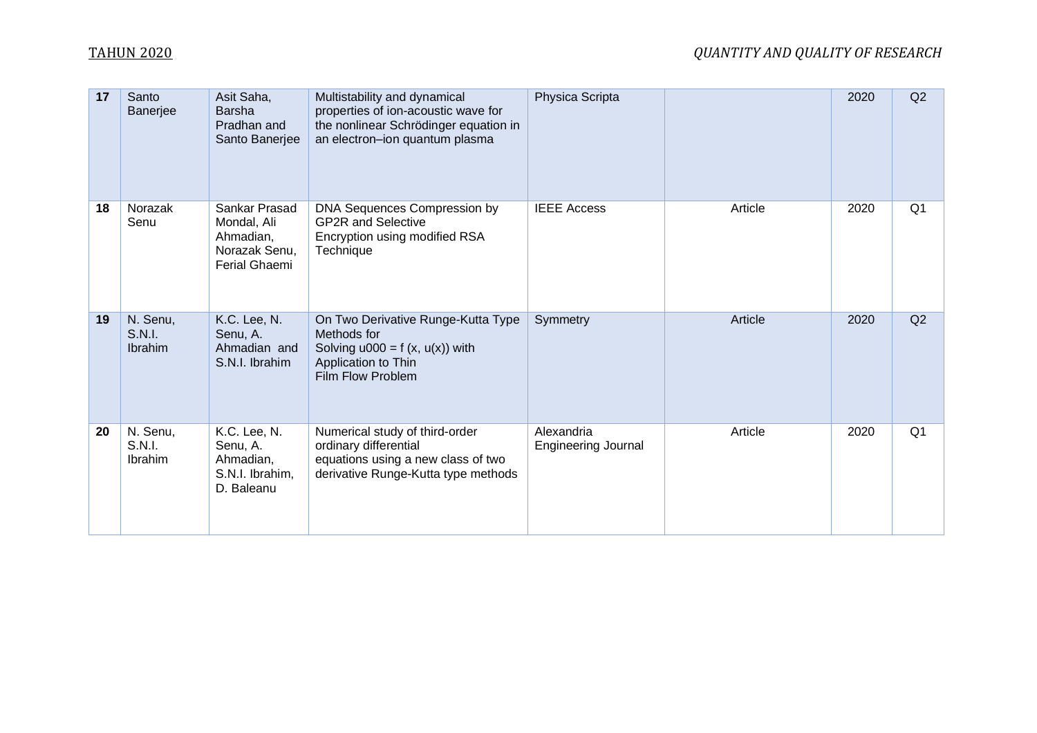| 17 | Santo Banerjee | Asit Saha, Barsha Pradhan and Santo Banerjee | Multistability and dynamical properties of ion-acoustic wave for the nonlinear Schrödinger equation in an electron–ion quantum plasma | Physica Scripta | | 2020 | Q2 |
|---|---|---|---|---|---|---|---|
| 18 | Norazak Senu | Sankar Prasad Mondal, Ali Ahmadian, Norazak Senu, Ferial Ghaemi | DNA Sequences Compression by GP2R and Selective Encryption using modified RSA Technique | IEEE Access | Article | 2020 | Q1 |
| 19 | N. Senu, S.N.I. Ibrahim | K.C. Lee, N. Senu, A. Ahmadian and S.N.I. Ibrahim | On Two Derivative Runge-Kutta Type Methods for Solving u000 = f (x, u(x)) with Application to Thin Film Flow Problem | Symmetry | Article | 2020 | Q2 |
| 20 | N. Senu, S.N.I. Ibrahim | K.C. Lee, N. Senu, A. Ahmadian, S.N.I. Ibrahim, D. Baleanu | Numerical study of third-order ordinary differential equations using a new class of two derivative Runge-Kutta type methods | Alexandria Engineering Journal | Article | 2020 | Q1 |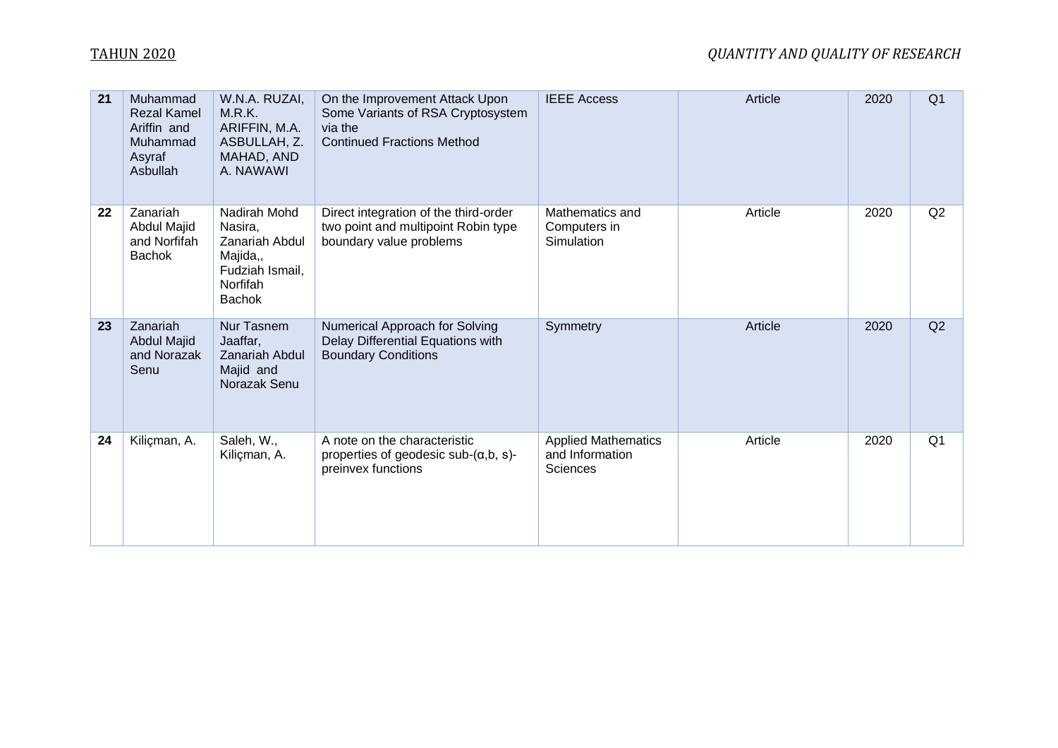| 21 | Muhammad Rezal Kamel Ariffin and Muhammad Asyraf Asbullah | W.N.A. RUZAI, M.R.K. ARIFFIN, M.A. ASBULLAH, Z. MAHAD, AND A. NAWAWI | On the Improvement Attack Upon Some Variants of RSA Cryptosystem via the Continued Fractions Method | IEEE Access | Article | 2020 | Q1 |
|---|---|---|---|---|---|---|---|
| 22 | Zanariah Abdul Majid and Norfifah Bachok | Nadirah Mohd Nasira, Zanariah Abdul Majida,, Fudziah Ismail, Norfifah Bachok | Direct integration of the third-order two point and multipoint Robin type boundary value problems | Mathematics and Computers in Simulation | Article | 2020 | Q2 |
| 23 | Zanariah Abdul Majid and Norazak Senu | Nur Tasnem Jaaffar, Zanariah Abdul Majid and Norazak Senu | Numerical Approach for Solving Delay Differential Equations with Boundary Conditions | Symmetry | Article | 2020 | Q2 |
| 24 | Kiliçman, A. | Saleh, W., Kiliçman, A. | A note on the characteristic properties of geodesic sub-(α,b, s)-preinvex functions | Applied Mathematics and Information Sciences | Article | 2020 | Q1 |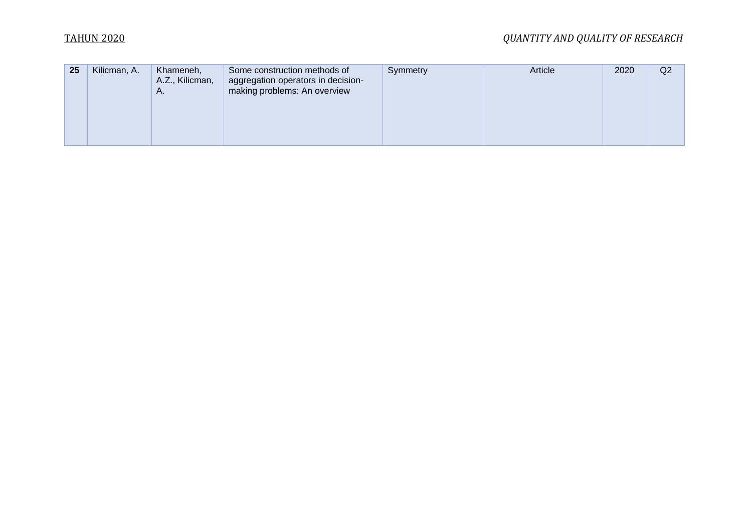| | | | | | | | |
|---|---|---|---|---|---|---|---|
| **25** | Kilicman, A. | Khameneh, A.Z., Kilicman, A. | Some construction methods of aggregation operators in decision-making problems: An overview | Symmetry | Article | 2020 | Q2 |